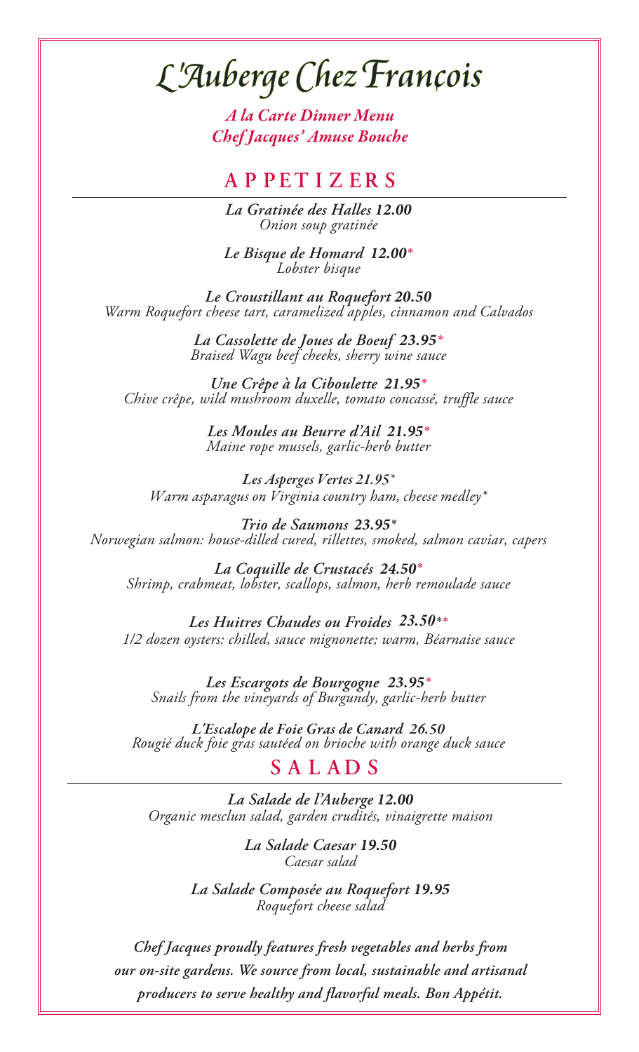# L'Auberge Chez François

*A la Carte Dinner Menu*
*Chef Jacques' Amuse Bouche*

## APPETIZERS

***La Gratinée des Halles 12.00***
*Onion soup gratinée*

***Le Bisque de Homard 12.00****
*Lobster bisque*

***Le Croustillant au Roquefort 20.50***
*Warm Roquefort cheese tart, caramelized apples, cinnamon and Calvados*

***La Cassolette de Joues de Boeuf 23.95****
*Braised Wagu beef cheeks, sherry wine sauce*

***Une Crêpe à la Ciboulette 21.95****
*Chive crêpe, wild mushroom duxelle, tomato concassé, truffle sauce*

***Les Moules au Beurre d'Ail 21.95****
*Maine rope mussels, garlic-herb butter*

***Les Asperges Vertes 21.95****
*Warm asparagus on Virginia country ham, cheese medley**

***Trio de Saumons 23.95****
*Norwegian salmon: house-dilled cured, rillettes, smoked, salmon caviar, capers*

***La Coquille de Crustacés 24.50****
*Shrimp, crabmeat, lobster, scallops, salmon, herb remoulade sauce*

***Les Huitres Chaudes ou Froides 23.50*****
*1/2 dozen oysters: chilled, sauce mignonette; warm, Béarnaise sauce*

***Les Escargots de Bourgogne 23.95****
*Snails from the vineyards of Burgundy, garlic-herb butter*

***L'Escalope de Foie Gras de Canard 26.50***
*Rougié duck foie gras sautéed on brioche with orange duck sauce*

## SALADS

***La Salade de l'Auberge 12.00***
*Organic mesclun salad, garden crudités, vinaigrette maison*

***La Salade Caesar 19.50***
*Caesar salad*

***La Salade Composée au Roquefort 19.95***
*Roquefort cheese salad*

***Chef Jacques proudly features fresh vegetables and herbs from our on-site gardens. We source from local, sustainable and artisanal producers to serve healthy and flavorful meals. Bon Appétit.***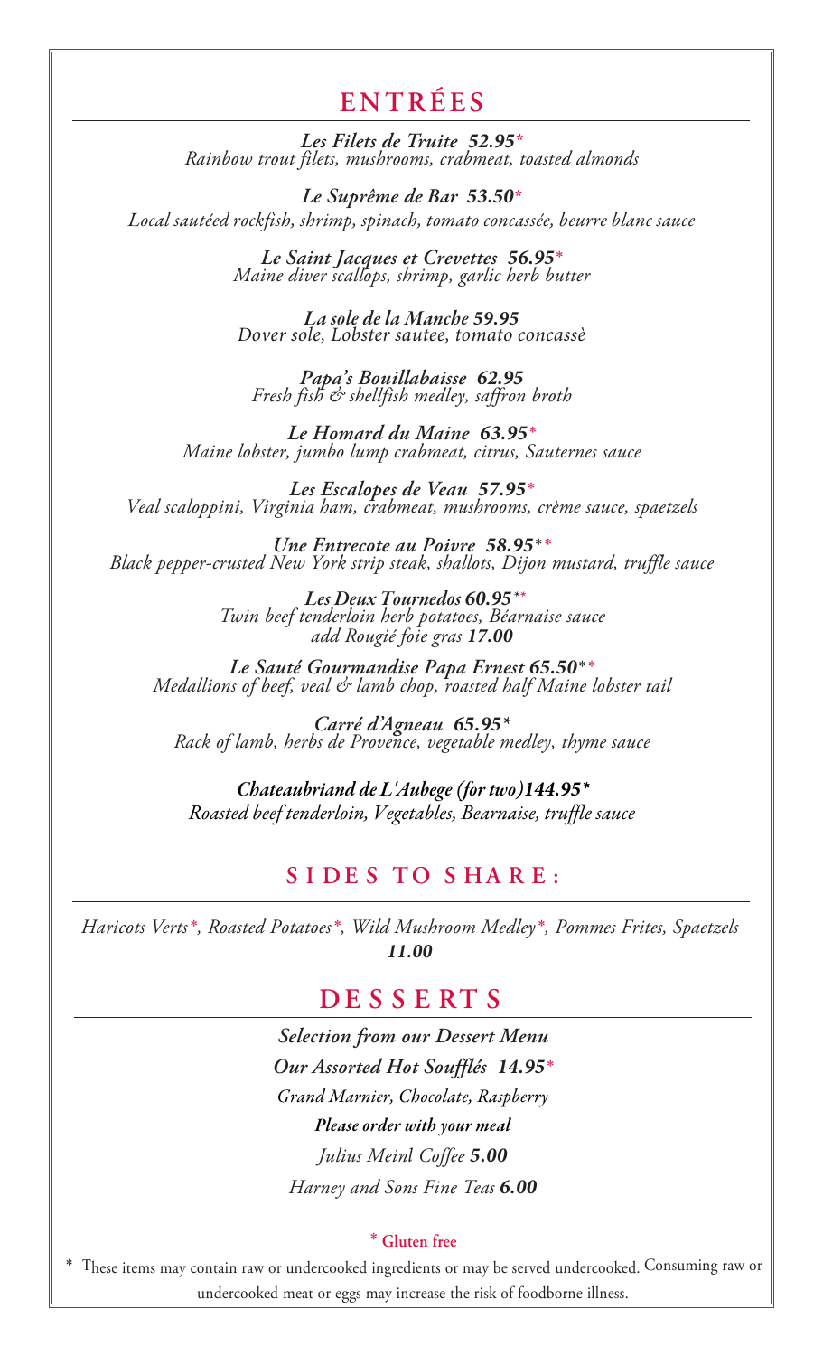## ENTRÉES

***Les Filets de Truite 52.95****
*Rainbow trout filets, mushrooms, crabmeat, toasted almonds*

***Le Suprême de Bar 53.50****
*Local sautéed rockfish, shrimp, spinach, tomato concassée, beurre blanc sauce*

***Le Saint Jacques et Crevettes 56.95****
*Maine diver scallops, shrimp, garlic herb butter*

***La sole de la Manche 59.95***
*Dover sole, Lobster sautee, tomato concassè*

***Papa's Bouillabaisse 62.95***
*Fresh fish & shellfish medley, saffron broth*

***Le Homard du Maine 63.95****
*Maine lobster, jumbo lump crabmeat, citrus, Sauternes sauce*

***Les Escalopes de Veau 57.95****
*Veal scaloppini, Virginia ham, crabmeat, mushrooms, crème sauce, spaetzels*

***Une Entrecote au Poivre 58.95*****
*Black pepper-crusted New York strip steak, shallots, Dijon mustard, truffle sauce*

***Les Deux Tournedos 60.95*****
*Twin beef tenderloin herb potatoes, Béarnaise sauce*
*add Rougié foie gras **17.00***

***Le Sauté Gourmandise Papa Ernest 65.50*****
*Medallions of beef, veal & lamb chop, roasted half Maine lobster tail*

***Carré d'Agneau 65.95****
*Rack of lamb, herbs de Provence, vegetable medley, thyme sauce*

***Chateaubriand de L'Aubege (for two)144.95****
*Roasted beef tenderloin, Vegetables, Bearnaise, truffle sauce*

## SIDES TO SHARE:

*Haricots Verts*, Roasted Potatoes*, Wild Mushroom Medley*, Pommes Frites, Spaetzels*
***11.00***

## DESSERTS

***Selection from our Dessert Menu***

***Our Assorted Hot Soufflés 14.95****

*Grand Marnier, Chocolate, Raspberry*

***Please order with your meal***

*Julius Meinl Coffee **5.00***

*Harney and Sons Fine Teas **6.00***

\* Gluten free

\* These items may contain raw or undercooked ingredients or may be served undercooked. Consuming raw or undercooked meat or eggs may increase the risk of foodborne illness.